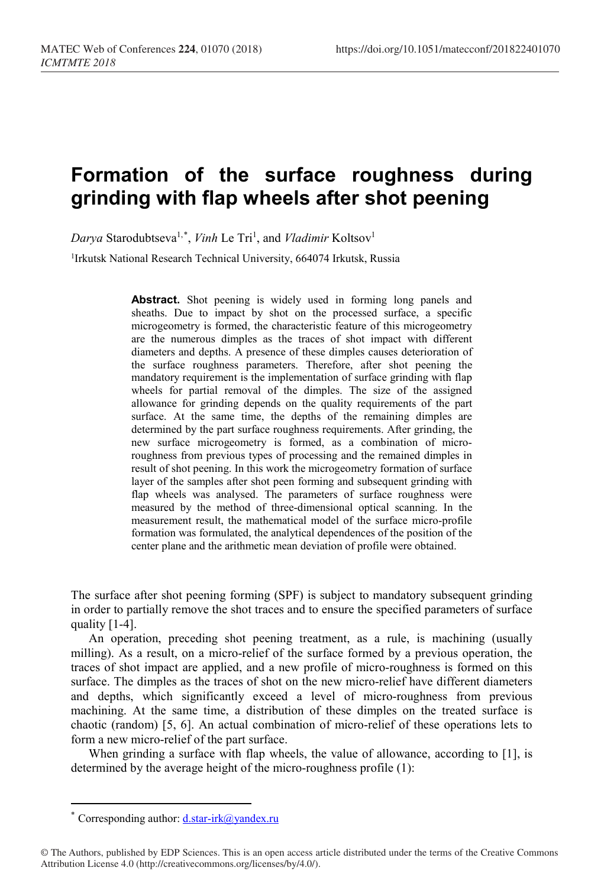# Formation of the surface roughness during grinding with flap wheels after shot peening

*Darya* Starodubtseva[1,*], *Vinh* Le Tri[1], and *Vladimir* Koltsov[1]

[1]Irkutsk National Research Technical University, 664074 Irkutsk, Russia

**Abstract.** Shot peening is widely used in forming long panels and sheaths. Due to impact by shot on the processed surface, a specific microgeometry is formed, the characteristic feature of this microgeometry are the numerous dimples as the traces of shot impact with different diameters and depths. A presence of these dimples causes deterioration of the surface roughness parameters. Therefore, after shot peening the mandatory requirement is the implementation of surface grinding with flap wheels for partial removal of the dimples. The size of the assigned allowance for grinding depends on the quality requirements of the part surface. At the same time, the depths of the remaining dimples are determined by the part surface roughness requirements. After grinding, the new surface microgeometry is formed, as a combination of micro-roughness from previous types of processing and the remained dimples in result of shot peening. In this work the microgeometry formation of surface layer of the samples after shot peen forming and subsequent grinding with flap wheels was analysed. The parameters of surface roughness were measured by the method of three-dimensional optical scanning. In the measurement result, the mathematical model of the surface micro-profile formation was formulated, the analytical dependences of the position of the center plane and the arithmetic mean deviation of profile were obtained.

The surface after shot peening forming (SPF) is subject to mandatory subsequent grinding in order to partially remove the shot traces and to ensure the specified parameters of surface quality [1-4].

An operation, preceding shot peening treatment, as a rule, is machining (usually milling). As a result, on a micro-relief of the surface formed by a previous operation, the traces of shot impact are applied, and a new profile of micro-roughness is formed on this surface. The dimples as the traces of shot on the new micro-relief have different diameters and depths, which significantly exceed a level of micro-roughness from previous machining. At the same time, a distribution of these dimples on the treated surface is chaotic (random) [5, 6]. An actual combination of micro-relief of these operations lets to form a new micro-relief of the part surface.

When grinding a surface with flap wheels, the value of allowance, according to [1], is determined by the average height of the micro-roughness profile (1):

* Corresponding author: d.star-irk@yandex.ru

© The Authors, published by EDP Sciences. This is an open access article distributed under the terms of the Creative Commons Attribution License 4.0 (http://creativecommons.org/licenses/by/4.0/).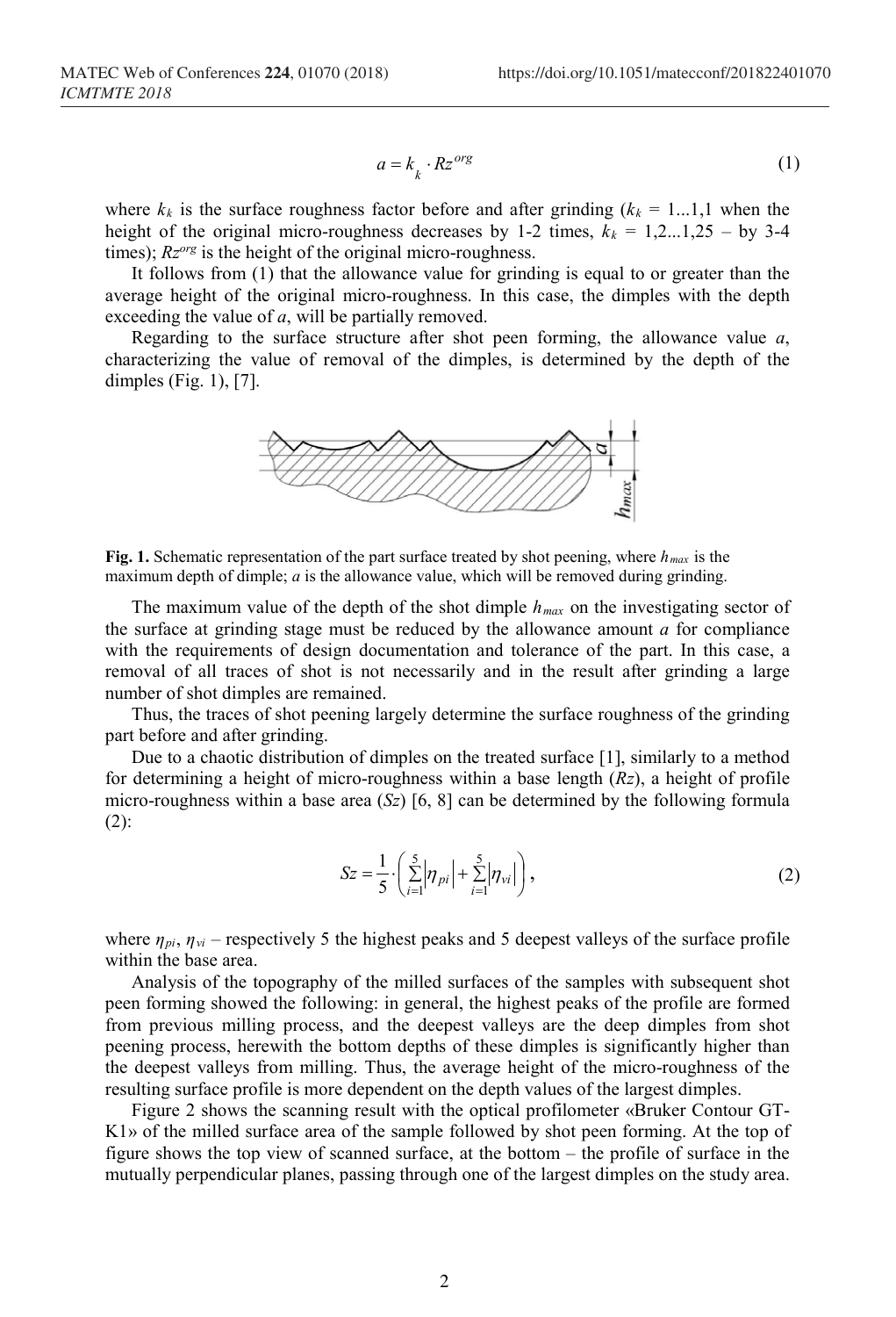$$a = k_k \cdot Rz^{org} \quad (1)$$

where $k_k$ is the surface roughness factor before and after grinding ($k_k$ = 1...1,1 when the height of the original micro-roughness decreases by 1-2 times, $k_k$ = 1,2...1,25 – by 3-4 times); $Rz^{org}$ is the height of the original micro-roughness.

It follows from (1) that the allowance value for grinding is equal to or greater than the average height of the original micro-roughness. In this case, the dimples with the depth exceeding the value of *a*, will be partially removed.

Regarding to the surface structure after shot peen forming, the allowance value *a*, characterizing the value of removal of the dimples, is determined by the depth of the dimples (Fig. 1), [7].

**Fig. 1.** Schematic representation of the part surface treated by shot peening, where $h_{max}$ is the maximum depth of dimple; *a* is the allowance value, which will be removed during grinding.

The maximum value of the depth of the shot dimple $h_{max}$ on the investigating sector of the surface at grinding stage must be reduced by the allowance amount *a* for compliance with the requirements of design documentation and tolerance of the part. In this case, a removal of all traces of shot is not necessarily and in the result after grinding a large number of shot dimples are remained.

Thus, the traces of shot peening largely determine the surface roughness of the grinding part before and after grinding.

Due to a chaotic distribution of dimples on the treated surface [1], similarly to a method for determining a height of micro-roughness within a base length ($Rz$), a height of profile micro-roughness within a base area ($Sz$) [6, 8] can be determined by the following formula (2):

$$Sz = \frac{1}{5} \cdot \left( \sum_{i=1}^{5} \left| \eta_{pi} \right| + \sum_{i=1}^{5} \left| \eta_{vi} \right| \right), \quad (2)$$

where $\eta_{pi}$, $\eta_{vi}$ – respectively 5 the highest peaks and 5 deepest valleys of the surface profile within the base area.

Analysis of the topography of the milled surfaces of the samples with subsequent shot peen forming showed the following: in general, the highest peaks of the profile are formed from previous milling process, and the deepest valleys are the deep dimples from shot peening process, herewith the bottom depths of these dimples is significantly higher than the deepest valleys from milling. Thus, the average height of the micro-roughness of the resulting surface profile is more dependent on the depth values of the largest dimples.

Figure 2 shows the scanning result with the optical profilometer «Bruker Contour GT-K1» of the milled surface area of the sample followed by shot peen forming. At the top of figure shows the top view of scanned surface, at the bottom – the profile of surface in the mutually perpendicular planes, passing through one of the largest dimples on the study area.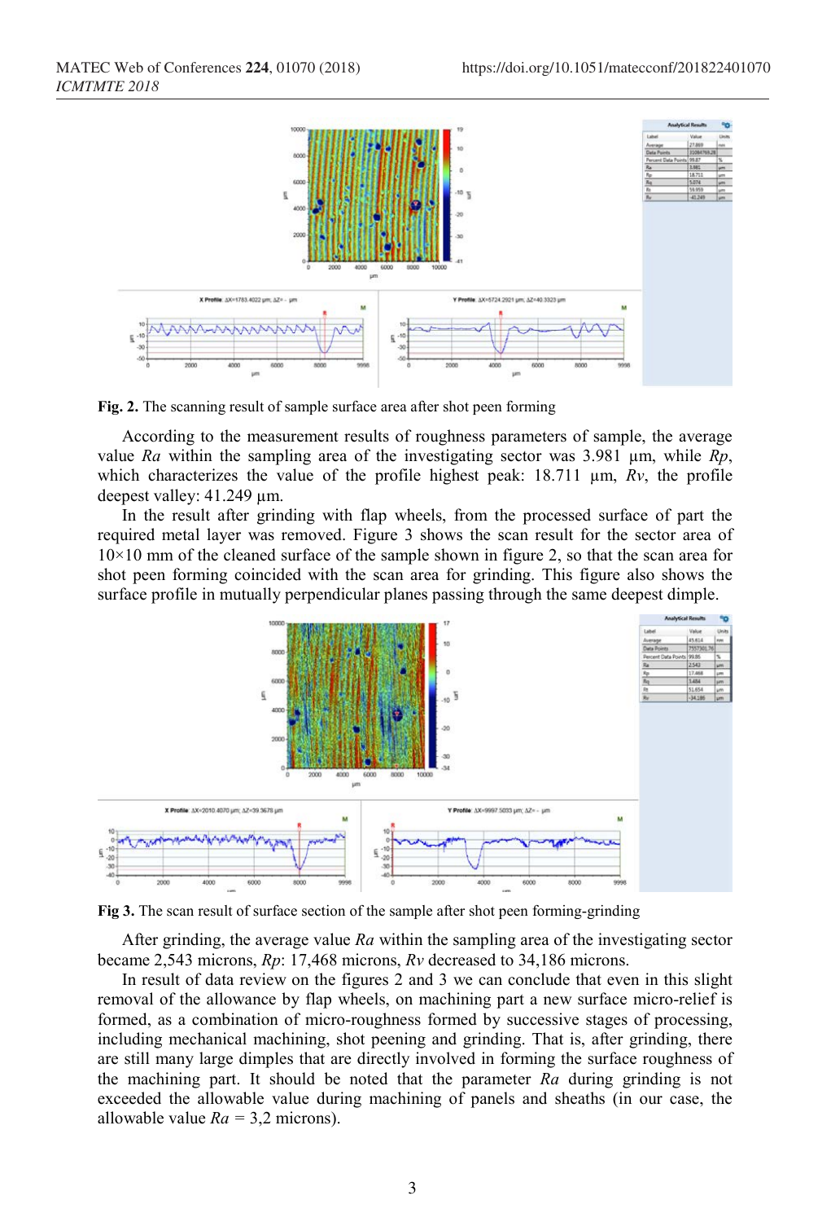**Fig. 2.** The scanning result of sample surface area after shot peen forming

According to the measurement results of roughness parameters of sample, the average value *Ra* within the sampling area of the investigating sector was 3.981 µm, while *Rp*, which characterizes the value of the profile highest peak: 18.711 µm, *Rv*, the profile deepest valley: 41.249 µm.

In the result after grinding with flap wheels, from the processed surface of part the required metal layer was removed. Figure 3 shows the scan result for the sector area of 10×10 mm of the cleaned surface of the sample shown in figure 2, so that the scan area for shot peen forming coincided with the scan area for grinding. This figure also shows the surface profile in mutually perpendicular planes passing through the same deepest dimple.

**Fig 3.** The scan result of surface section of the sample after shot peen forming-grinding

After grinding, the average value *Ra* within the sampling area of the investigating sector became 2,543 microns, *Rp*: 17,468 microns, *Rv* decreased to 34,186 microns.

In result of data review on the figures 2 and 3 we can conclude that even in this slight removal of the allowance by flap wheels, on machining part a new surface micro-relief is formed, as a combination of micro-roughness formed by successive stages of processing, including mechanical machining, shot peening and grinding. That is, after grinding, there are still many large dimples that are directly involved in forming the surface roughness of the machining part. It should be noted that the parameter *Ra* during grinding is not exceeded the allowable value during machining of panels and sheaths (in our case, the allowable value *Ra* = 3,2 microns).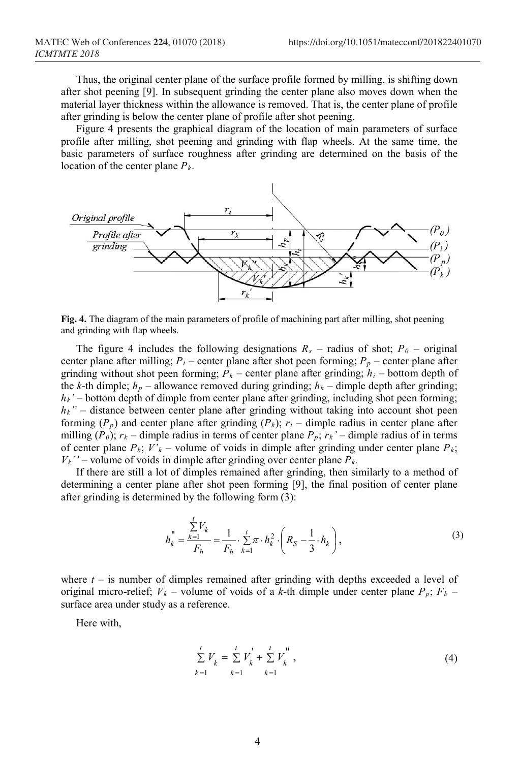Thus, the original center plane of the surface profile formed by milling, is shifting down after shot peening [9]. In subsequent grinding the center plane also moves down when the material layer thickness within the allowance is removed. That is, the center plane of profile after grinding is below the center plane of profile after shot peening.

Figure 4 presents the graphical diagram of the location of main parameters of surface profile after milling, shot peening and grinding with flap wheels. At the same time, the basic parameters of surface roughness after grinding are determined on the basis of the location of the center plane $P_k$.

**Fig. 4.** The diagram of the main parameters of profile of machining part after milling, shot peening and grinding with flap wheels.

The figure 4 includes the following designations $R_s$ – radius of shot; $P_0$ – original center plane after milling; $P_i$ – center plane after shot peen forming; $P_p$ – center plane after grinding without shot peen forming; $P_k$ – center plane after grinding; $h_i$ – bottom depth of the *k*-th dimple; $h_p$ – allowance removed during grinding; $h_k$ – dimple depth after grinding; $h_k'$ – bottom depth of dimple from center plane after grinding, including shot peen forming; $h_k''$ – distance between center plane after grinding without taking into account shot peen forming ($P_p$) and center plane after grinding ($P_k$); $r_i$ – dimple radius in center plane after milling ($P_0$); $r_k$ – dimple radius in terms of center plane $P_p$; $r_k'$ – dimple radius of in terms of center plane $P_k$; $V'_k$ – volume of voids in dimple after grinding under center plane $P_k$; $V_k''$ – volume of voids in dimple after grinding over center plane $P_k$.

If there are still a lot of dimples remained after grinding, then similarly to a method of determining a center plane after shot peen forming [9], the final position of center plane after grinding is determined by the following form (3):

$$h_k'' = \frac{\sum_{k=1}^{t} V_k}{F_b} = \frac{1}{F_b} \cdot \sum_{k=1}^{t} \pi \cdot h_k^2 \cdot \left( R_S - \frac{1}{3} \cdot h_k \right), \tag{3}$$

where $t$ – is number of dimples remained after grinding with depths exceeded a level of original micro-relief; $V_k$ – volume of voids of a *k*-th dimple under center plane $P_p$; $F_b$ – surface area under study as a reference.

Here with,

$$\sum_{k=1}^{t} V_k = \sum_{k=1}^{t} V_k' + \sum_{k=1}^{t} V_k'', \tag{4}$$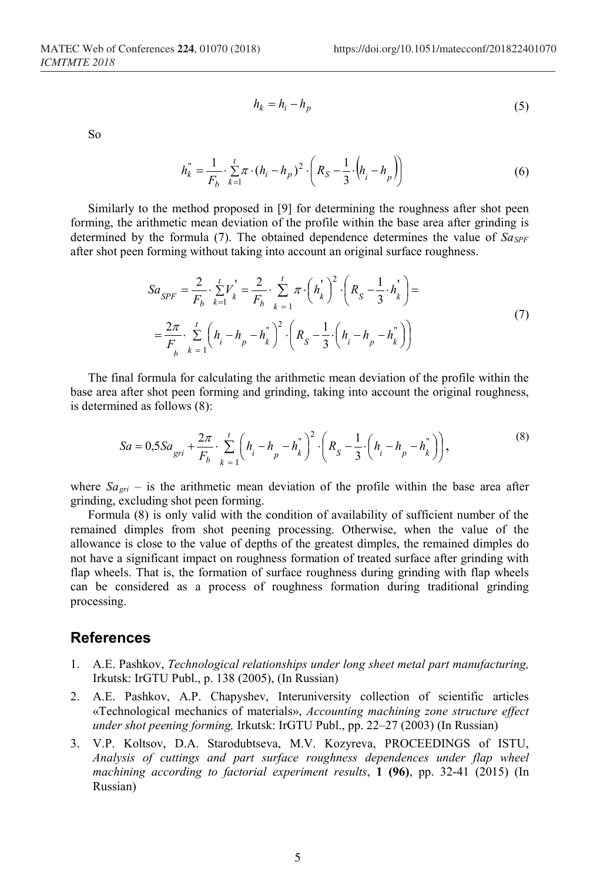$$h_k = h_i - h_p \tag{5}$$

So

$$h_k^{"} = \frac{1}{F_b} \cdot \sum_{k=1}^{t} \pi \cdot (h_i - h_p)^2 \cdot \left( R_S - \frac{1}{3} \cdot \left( h_i - h_p \right) \right) \tag{6}$$

Similarly to the method proposed in [9] for determining the roughness after shot peen forming, the arithmetic mean deviation of the profile within the base area after grinding is determined by the formula (7). The obtained dependence determines the value of $Sa_{SPF}$ after shot peen forming without taking into account an original surface roughness.

$$\begin{aligned} Sa_{SPF} &= \frac{2}{F_b} \cdot \sum_{k=1}^{t} V_k^{'} = \frac{2}{F_b} \cdot \sum_{k=1}^{t} \pi \cdot \left( h_k^{'} \right)^2 \cdot \left( R_S - \frac{1}{3} \cdot h_k^{'} \right) = \\ &= \frac{2\pi}{F_b} \cdot \sum_{k=1}^{t} \left( h_i - h_p - h_k^{"} \right)^2 \cdot \left( R_S - \frac{1}{3} \cdot \left( h_i - h_p - h_k^{"} \right) \right) \end{aligned} \tag{7}$$

The final formula for calculating the arithmetic mean deviation of the profile within the base area after shot peen forming and grinding, taking into account the original roughness, is determined as follows (8):

$$Sa = 0,5 Sa_{gri} + \frac{2\pi}{F_b} \cdot \sum_{k=1}^{t} \left( h_i - h_p - h_k^{"} \right)^2 \cdot \left( R_S - \frac{1}{3} \cdot \left( h_i - h_p - h_k^{"} \right) \right), \tag{8}$$

where $Sa_{gri}$ – is the arithmetic mean deviation of the profile within the base area after grinding, excluding shot peen forming.

Formula (8) is only valid with the condition of availability of sufficient number of the remained dimples from shot peening processing. Otherwise, when the value of the allowance is close to the value of depths of the greatest dimples, the remained dimples do not have a significant impact on roughness formation of treated surface after grinding with flap wheels. That is, the formation of surface roughness during grinding with flap wheels can be considered as a process of roughness formation during traditional grinding processing.

## References

1. A.E. Pashkov, *Technological relationships under long sheet metal part manufacturing,* Irkutsk: IrGTU Publ., p. 138 (2005), (In Russian)
2. A.E. Pashkov, A.P. Chapyshev, Interuniversity collection of scientific articles «Technological mechanics of materials», *Accounting machining zone structure effect under shot peening forming,* Irkutsk: IrGTU Publ., pp. 22–27 (2003) (In Russian)
3. V.P. Koltsov, D.A. Starodubtseva, M.V. Kozyreva, PROCEEDINGS of ISTU, *Analysis of cuttings and part surface roughness dependences under flap wheel machining according to factorial experiment results*, **1 (96)**, pp. 32-41 (2015) (In Russian)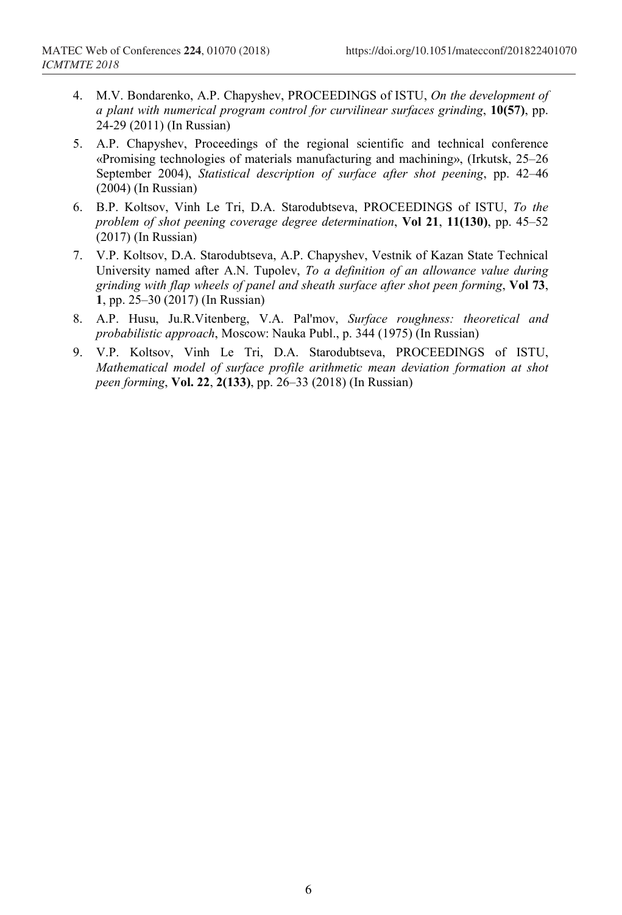4. M.V. Bondarenko, A.P. Chapyshev, PROCEEDINGS of ISTU, *On the development of a plant with numerical program control for curvilinear surfaces grinding*, **10(57)**, pp. 24-29 (2011) (In Russian)
5. A.P. Chapyshev, Proceedings of the regional scientific and technical conference «Promising technologies of materials manufacturing and machining», (Irkutsk, 25–26 September 2004), *Statistical description of surface after shot peening*, pp. 42–46 (2004) (In Russian)
6. B.P. Koltsov, Vinh Le Tri, D.A. Starodubtseva, PROCEEDINGS of ISTU, *To the problem of shot peening coverage degree determination*, **Vol 21**, **11(130)**, pp. 45–52 (2017) (In Russian)
7. V.P. Koltsov, D.A. Starodubtseva, A.P. Chapyshev, Vestnik of Kazan State Technical University named after A.N. Tupolev, *To a definition of an allowance value during grinding with flap wheels of panel and sheath surface after shot peen forming*, **Vol 73**, **1**, pp. 25–30 (2017) (In Russian)
8. A.P. Husu, Ju.R.Vitenberg, V.A. Pal'mov, *Surface roughness: theoretical and probabilistic approach*, Moscow: Nauka Publ., p. 344 (1975) (In Russian)
9. V.P. Koltsov, Vinh Le Tri, D.A. Starodubtseva, PROCEEDINGS of ISTU, *Mathematical model of surface profile arithmetic mean deviation formation at shot peen forming*, **Vol. 22**, **2(133)**, pp. 26–33 (2018) (In Russian)